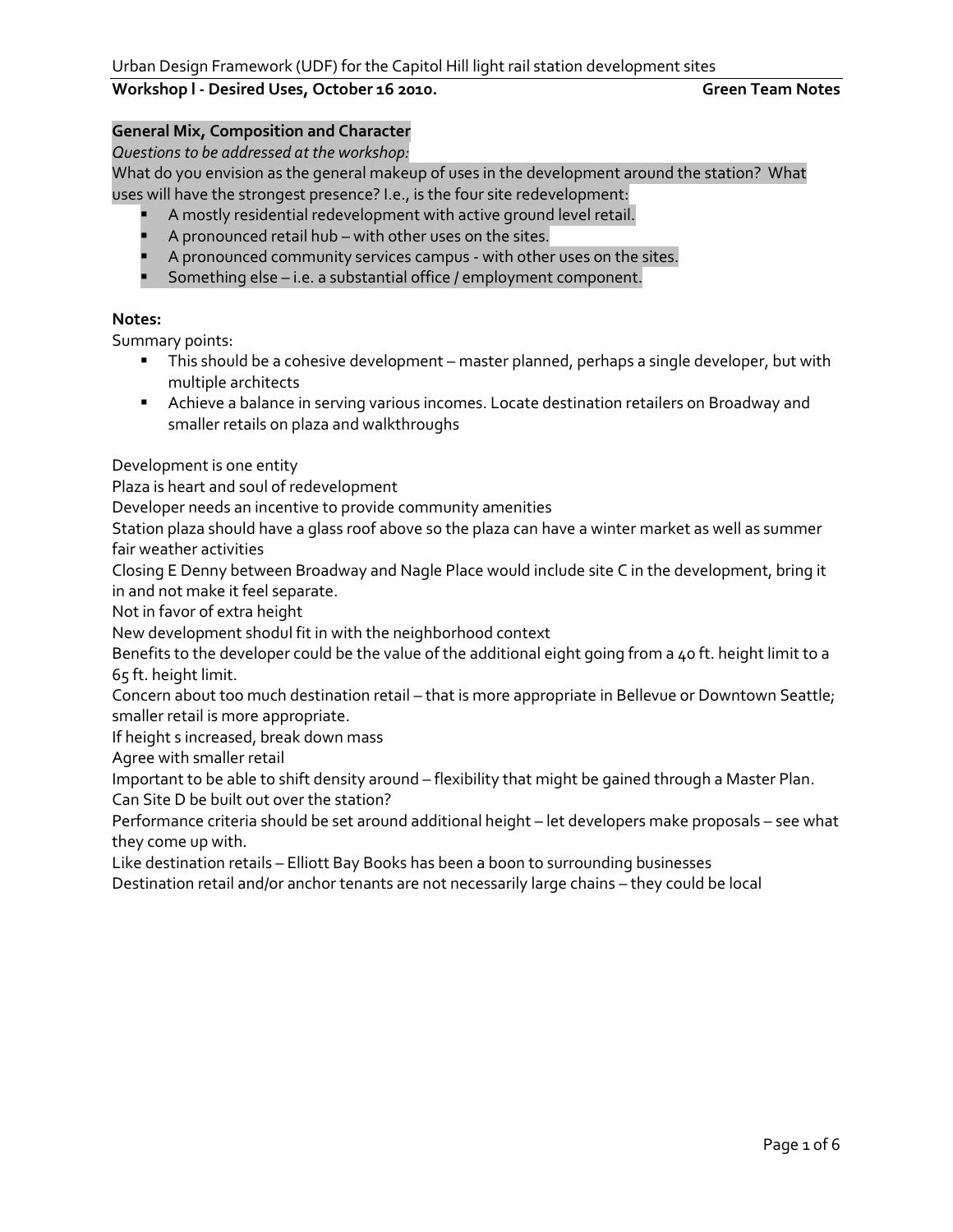Urban Design Framework (UDF) for the Capitol Hill light rail station development sites

**Workshop l - Desired Uses, October 16 2010.** **Green Team Notes**

**General Mix, Composition and Character**

*Questions to be addressed at the workshop:*

What do you envision as the general makeup of uses in the development around the station? What uses will have the strongest presence? I.e., is the four site redevelopment:

- A mostly residential redevelopment with active ground level retail.
- A pronounced retail hub – with other uses on the sites.
- A pronounced community services campus - with other uses on the sites.
- Something else – i.e. a substantial office / employment component.

**Notes:**

Summary points:

- This should be a cohesive development – master planned, perhaps a single developer, but with multiple architects
- Achieve a balance in serving various incomes. Locate destination retailers on Broadway and smaller retails on plaza and walkthroughs

Development is one entity

Plaza is heart and soul of redevelopment

Developer needs an incentive to provide community amenities

Station plaza should have a glass roof above so the plaza can have a winter market as well as summer fair weather activities

Closing E Denny between Broadway and Nagle Place would include site C in the development, bring it in and not make it feel separate.

Not in favor of extra height

New development shodul fit in with the neighborhood context

Benefits to the developer could be the value of the additional eight going from a 40 ft. height limit to a 65 ft. height limit.

Concern about too much destination retail – that is more appropriate in Bellevue or Downtown Seattle; smaller retail is more appropriate.

If height s increased, break down mass

Agree with smaller retail

Important to be able to shift density around – flexibility that might be gained through a Master Plan.

Can Site D be built out over the station?

Performance criteria should be set around additional height – let developers make proposals – see what they come up with.

Like destination retails – Elliott Bay Books has been a boon to surrounding businesses

Destination retail and/or anchor tenants are not necessarily large chains – they could be local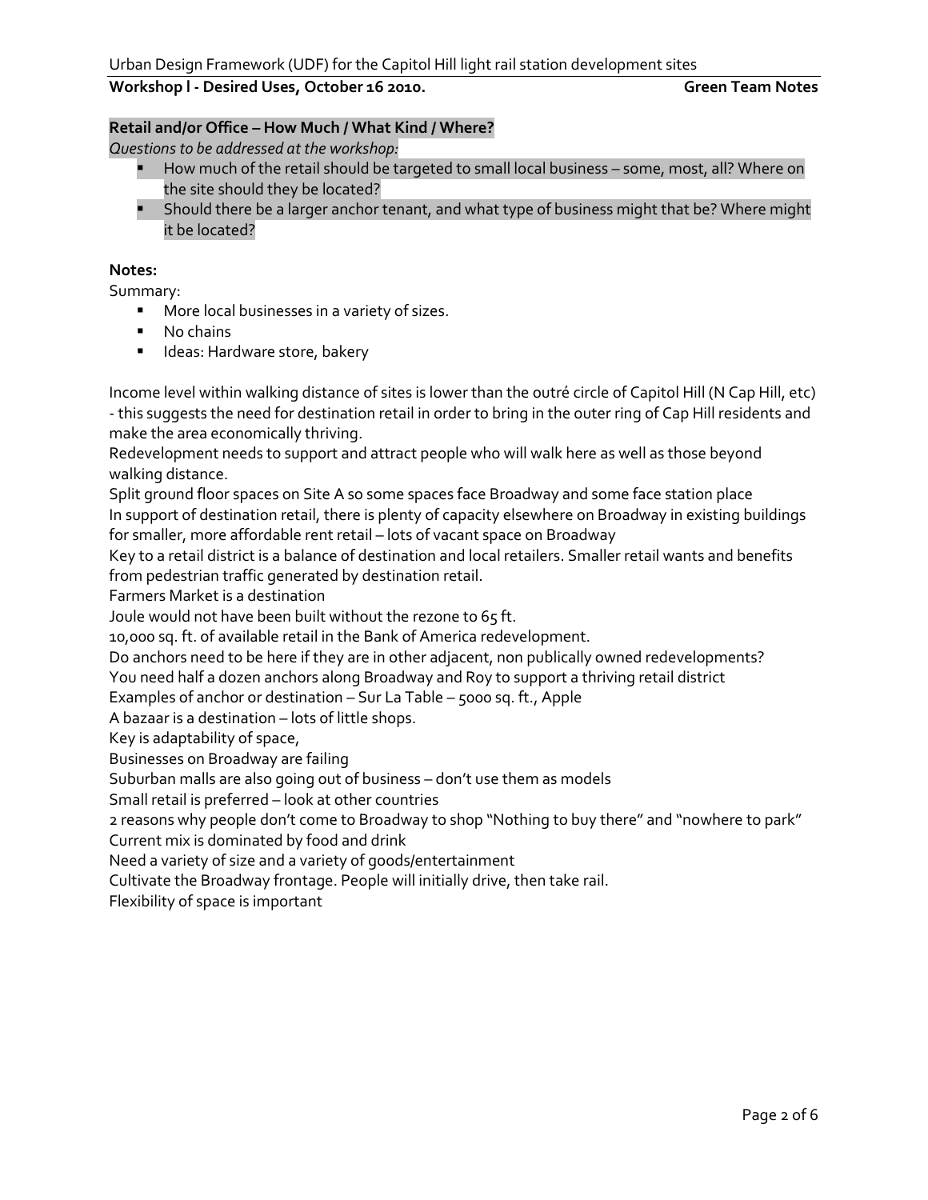**Retail and/or Office – How Much / What Kind / Where?**

*Questions to be addressed at the workshop:*

- How much of the retail should be targeted to small local business – some, most, all? Where on the site should they be located?
- Should there be a larger anchor tenant, and what type of business might that be? Where might it be located?

**Notes:**

Summary:

- More local businesses in a variety of sizes.
- No chains
- Ideas: Hardware store, bakery

Income level within walking distance of sites is lower than the outré circle of Capitol Hill (N Cap Hill, etc) - this suggests the need for destination retail in order to bring in the outer ring of Cap Hill residents and make the area economically thriving.

Redevelopment needs to support and attract people who will walk here as well as those beyond walking distance.

Split ground floor spaces on Site A so some spaces face Broadway and some face station place

In support of destination retail, there is plenty of capacity elsewhere on Broadway in existing buildings for smaller, more affordable rent retail – lots of vacant space on Broadway

Key to a retail district is a balance of destination and local retailers. Smaller retail wants and benefits from pedestrian traffic generated by destination retail.

Farmers Market is a destination

Joule would not have been built without the rezone to 65 ft.

10,000 sq. ft. of available retail in the Bank of America redevelopment.

Do anchors need to be here if they are in other adjacent, non publically owned redevelopments?

You need half a dozen anchors along Broadway and Roy to support a thriving retail district

Examples of anchor or destination – Sur La Table – 5000 sq. ft., Apple

A bazaar is a destination – lots of little shops.

Key is adaptability of space,

Businesses on Broadway are failing

Suburban malls are also going out of business – don't use them as models

Small retail is preferred – look at other countries

2 reasons why people don't come to Broadway to shop "Nothing to buy there" and "nowhere to park"

Current mix is dominated by food and drink

Need a variety of size and a variety of goods/entertainment

Cultivate the Broadway frontage. People will initially drive, then take rail.

Flexibility of space is important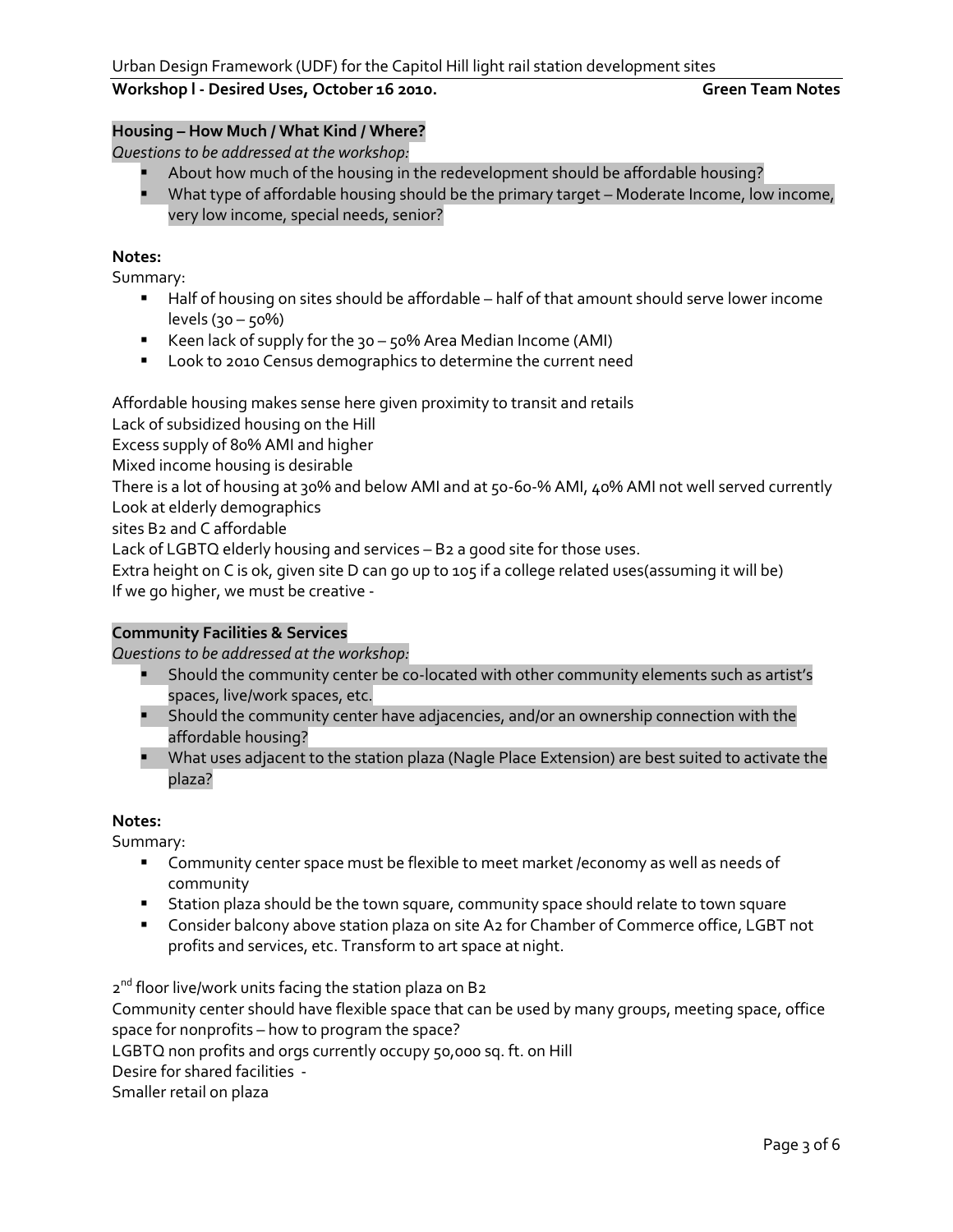**Housing – How Much / What Kind / Where?**

*Questions to be addressed at the workshop:*

- About how much of the housing in the redevelopment should be affordable housing?
- What type of affordable housing should be the primary target – Moderate Income, low income, very low income, special needs, senior?

**Notes:**

Summary:

- Half of housing on sites should be affordable – half of that amount should serve lower income levels (30 – 50%)
- Keen lack of supply for the 30 – 50% Area Median Income (AMI)
- Look to 2010 Census demographics to determine the current need

Affordable housing makes sense here given proximity to transit and retails
Lack of subsidized housing on the Hill
Excess supply of 80% AMI and higher
Mixed income housing is desirable
There is a lot of housing at 30% and below AMI and at 50-60-% AMI, 40% AMI not well served currently
Look at elderly demographics
sites B2 and C affordable
Lack of LGBTQ elderly housing and services – B2 a good site for those uses.
Extra height on C is ok, given site D can go up to 105 if a college related uses(assuming it will be)
If we go higher, we must be creative -

**Community Facilities & Services**

*Questions to be addressed at the workshop:*

- Should the community center be co-located with other community elements such as artist's spaces, live/work spaces, etc.
- Should the community center have adjacencies, and/or an ownership connection with the affordable housing?
- What uses adjacent to the station plaza (Nagle Place Extension) are best suited to activate the plaza?

**Notes:**

Summary:

- Community center space must be flexible to meet market /economy as well as needs of community
- Station plaza should be the town square, community space should relate to town square
- Consider balcony above station plaza on site A2 for Chamber of Commerce office, LGBT not profits and services, etc. Transform to art space at night.

2nd floor live/work units facing the station plaza on B2
Community center should have flexible space that can be used by many groups, meeting space, office space for nonprofits – how to program the space?
LGBTQ non profits and orgs currently occupy 50,000 sq. ft. on Hill
Desire for shared facilities -
Smaller retail on plaza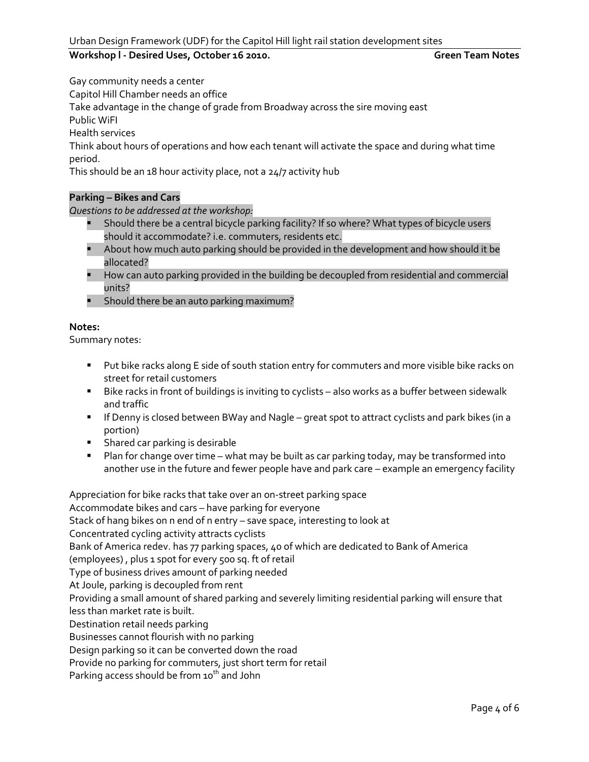Gay community needs a center

Capitol Hill Chamber needs an office

Take advantage in the change of grade from Broadway across the sire moving east

Public WiFI

Health services

Think about hours of operations and how each tenant will activate the space and during what time period.

This should be an 18 hour activity place, not a 24/7 activity hub

**Parking – Bikes and Cars**

*Questions to be addressed at the workshop:*

- Should there be a central bicycle parking facility? If so where? What types of bicycle users should it accommodate? i.e. commuters, residents etc.
- About how much auto parking should be provided in the development and how should it be allocated?
- How can auto parking provided in the building be decoupled from residential and commercial units?
- Should there be an auto parking maximum?

**Notes:**

Summary notes:

- Put bike racks along E side of south station entry for commuters and more visible bike racks on street for retail customers
- Bike racks in front of buildings is inviting to cyclists – also works as a buffer between sidewalk and traffic
- If Denny is closed between BWay and Nagle – great spot to attract cyclists and park bikes (in a portion)
- Shared car parking is desirable
- Plan for change over time – what may be built as car parking today, may be transformed into another use in the future and fewer people have and park care – example an emergency facility

Appreciation for bike racks that take over an on-street parking space

Accommodate bikes and cars – have parking for everyone

Stack of hang bikes on n end of n entry – save space, interesting to look at

Concentrated cycling activity attracts cyclists

Bank of America redev. has 77 parking spaces, 40 of which are dedicated to Bank of America (employees) , plus 1 spot for every 500 sq. ft of retail

Type of business drives amount of parking needed

At Joule, parking is decoupled from rent

Providing a small amount of shared parking and severely limiting residential parking will ensure that less than market rate is built.

Destination retail needs parking

Businesses cannot flourish with no parking

Design parking so it can be converted down the road

Provide no parking for commuters, just short term for retail

Parking access should be from 10th and John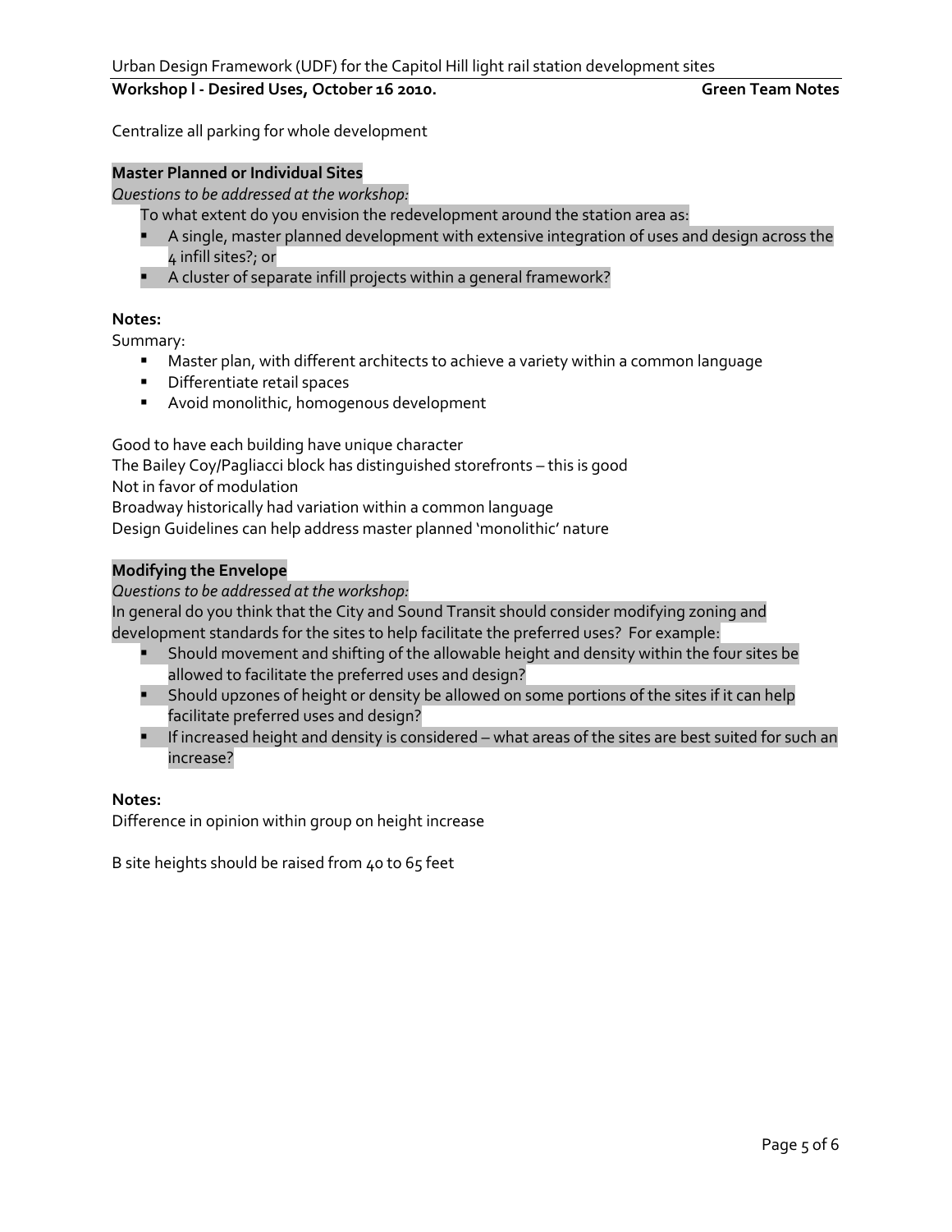Centralize all parking for whole development

**Master Planned or Individual Sites**

*Questions to be addressed at the workshop:*

To what extent do you envision the redevelopment around the station area as:

- A single, master planned development with extensive integration of uses and design across the 4 infill sites?; or
- A cluster of separate infill projects within a general framework?

**Notes:**

Summary:

- Master plan, with different architects to achieve a variety within a common language
- Differentiate retail spaces
- Avoid monolithic, homogenous development

Good to have each building have unique character
The Bailey Coy/Pagliacci block has distinguished storefronts – this is good
Not in favor of modulation
Broadway historically had variation within a common language
Design Guidelines can help address master planned 'monolithic' nature

**Modifying the Envelope**

*Questions to be addressed at the workshop:*

In general do you think that the City and Sound Transit should consider modifying zoning and development standards for the sites to help facilitate the preferred uses? For example:

- Should movement and shifting of the allowable height and density within the four sites be allowed to facilitate the preferred uses and design?
- Should upzones of height or density be allowed on some portions of the sites if it can help facilitate preferred uses and design?
- If increased height and density is considered – what areas of the sites are best suited for such an increase?

**Notes:**

Difference in opinion within group on height increase

B site heights should be raised from 40 to 65 feet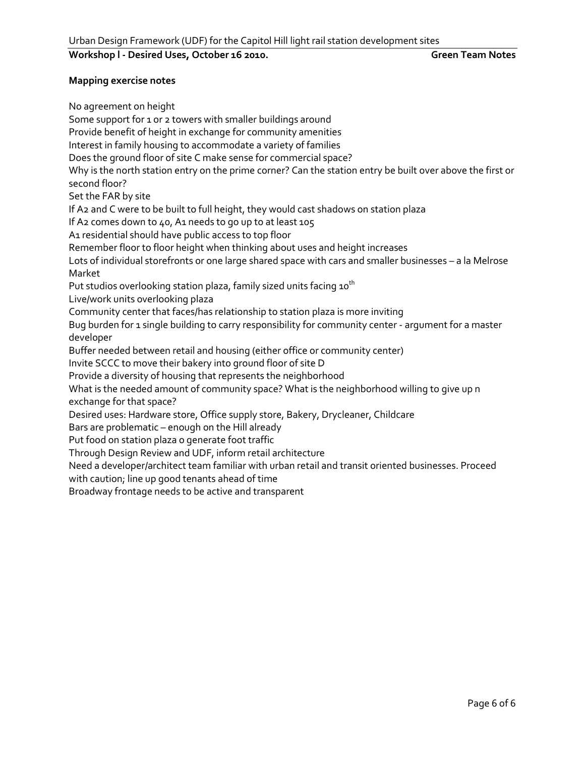**Mapping exercise notes**

No agreement on height
Some support for 1 or 2 towers with smaller buildings around
Provide benefit of height in exchange for community amenities
Interest in family housing to accommodate a variety of families
Does the ground floor of site C make sense for commercial space?
Why is the north station entry on the prime corner? Can the station entry be built over above the first or second floor?
Set the FAR by site
If A2 and C were to be built to full height, they would cast shadows on station plaza
If A2 comes down to 40, A1 needs to go up to at least 105
A1 residential should have public access to top floor
Remember floor to floor height when thinking about uses and height increases
Lots of individual storefronts or one large shared space with cars and smaller businesses – a la Melrose Market
Put studios overlooking station plaza, family sized units facing 10th
Live/work units overlooking plaza
Community center that faces/has relationship to station plaza is more inviting
Bug burden for 1 single building to carry responsibility for community center - argument for a master developer
Buffer needed between retail and housing (either office or community center)
Invite SCCC to move their bakery into ground floor of site D
Provide a diversity of housing that represents the neighborhood
What is the needed amount of community space? What is the neighborhood willing to give up n exchange for that space?
Desired uses: Hardware store, Office supply store, Bakery, Drycleaner, Childcare
Bars are problematic – enough on the Hill already
Put food on station plaza o generate foot traffic
Through Design Review and UDF, inform retail architecture
Need a developer/architect team familiar with urban retail and transit oriented businesses. Proceed with caution; line up good tenants ahead of time
Broadway frontage needs to be active and transparent